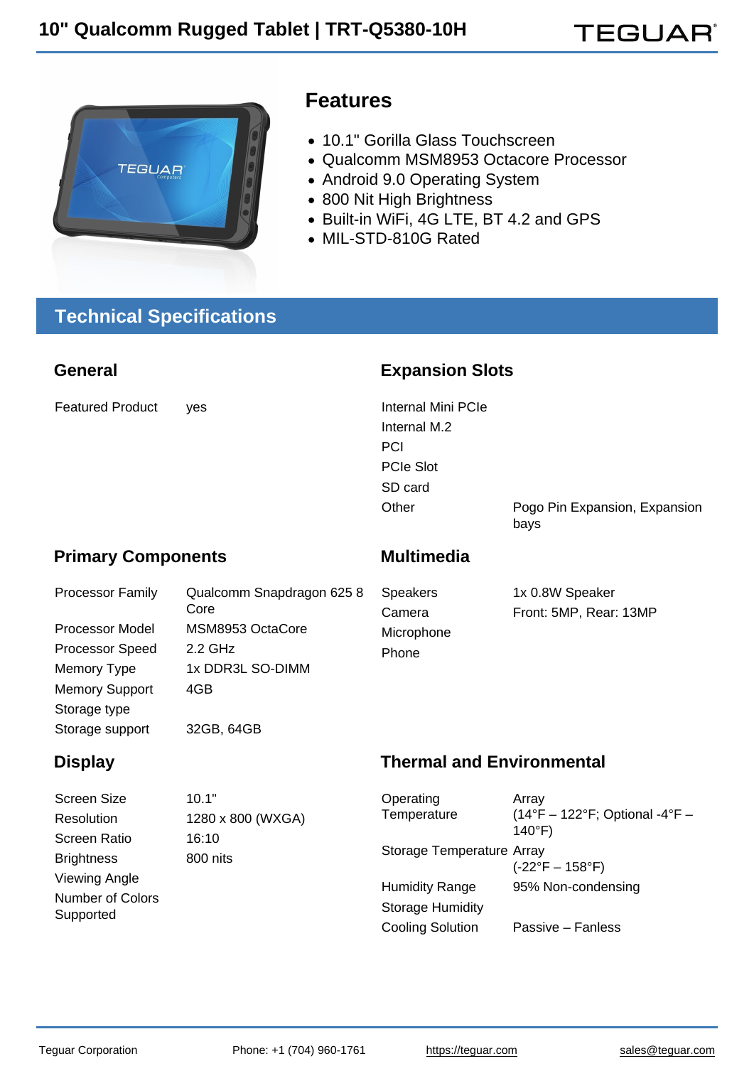# 10" Qualcomm Rugged Tablet | TRT-Q5380-10H

## Features

- 10.1" Gorilla Glass Touchscreen
- Qualcomm MSM8953 Octacore Processor
- Android 9.0 Operating System
- 800 Nit High Brightness
- Built-in WiFi, 4G LTE, BT 4.2 and GPS
- MIL-STD-810G Rated

## Technical Specifications

### General

| | |
|---|---|
| Featured Product | yes |

### Expansion Slots

| | |
|---|---|
| Internal Mini PCIe | |
| Internal M.2 | |
| PCI | |
| PCIe Slot | |
| SD card | |
| Other | Pogo Pin Expansion, Expansion bays |

### Primary Components

| | |
|---|---|
| Processor Family | Qualcomm Snapdragon 625 8 Core |
| Processor Model | MSM8953 OctaCore |
| Processor Speed | 2.2 GHz |
| Memory Type | 1x DDR3L SO-DIMM |
| Memory Support | 4GB |
| Storage type | |
| Storage support | 32GB, 64GB |

### Multimedia

| | |
|---|---|
| Speakers | 1x 0.8W Speaker |
| Camera | Front: 5MP, Rear: 13MP |
| Microphone | |
| Phone | |

### Display

| | |
|---|---|
| Screen Size | 10.1" |
| Resolution | 1280 x 800 (WXGA) |
| Screen Ratio | 16:10 |
| Brightness | 800 nits |
| Viewing Angle | |
| Number of Colors Supported | |

### Thermal and Environmental

| | |
|---|---|
| Operating Temperature | Array (14°F – 122°F; Optional -4°F – 140°F) |
| Storage Temperature | Array (-22°F – 158°F) |
| Humidity Range | 95% Non-condensing |
| Storage Humidity | |
| Cooling Solution | Passive – Fanless |

Teguar Corporation | Phone: +1 (704) 960-1761 | https://teguar.com | sales@teguar.com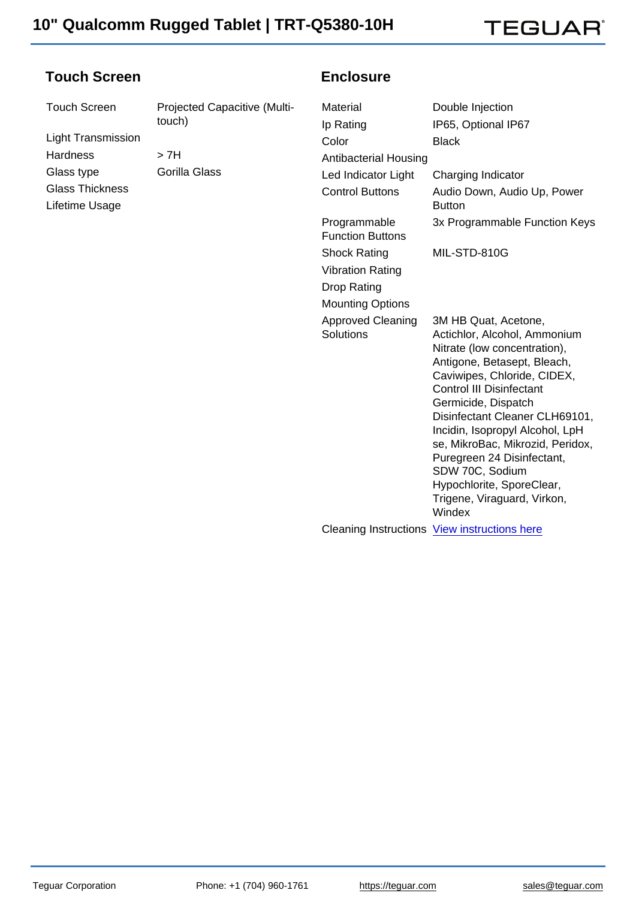## Touch Screen

| | |
|---|---|
| Touch Screen | Projected Capacitive (Multi-touch) |
| Light Transmission | |
| Hardness | > 7H |
| Glass type | Gorilla Glass |
| Glass Thickness | |
| Lifetime Usage | |

## Enclosure

| | |
|---|---|
| Material | Double Injection |
| Ip Rating | IP65, Optional IP67 |
| Color | Black |
| Antibacterial Housing | |
| Led Indicator Light | Charging Indicator |
| Control Buttons | Audio Down, Audio Up, Power Button |
| Programmable Function Buttons | 3x Programmable Function Keys |
| Shock Rating | MIL-STD-810G |
| Vibration Rating | |
| Drop Rating | |
| Mounting Options | |
| Approved Cleaning Solutions | 3M HB Quat, Acetone, Actichlor, Alcohol, Ammonium Nitrate (low concentration), Antigone, Betasept, Bleach, Caviwipes, Chloride, CIDEX, Control III Disinfectant Germicide, Dispatch Disinfectant Cleaner CLH69101, Incidin, Isopropyl Alcohol, LpH se, MikroBac, Mikrozid, Peridox, Puregreen 24 Disinfectant, SDW 70C, Sodium Hypochlorite, SporeClear, Trigene, Viraguard, Virkon, Windex |
| Cleaning Instructions | View instructions here |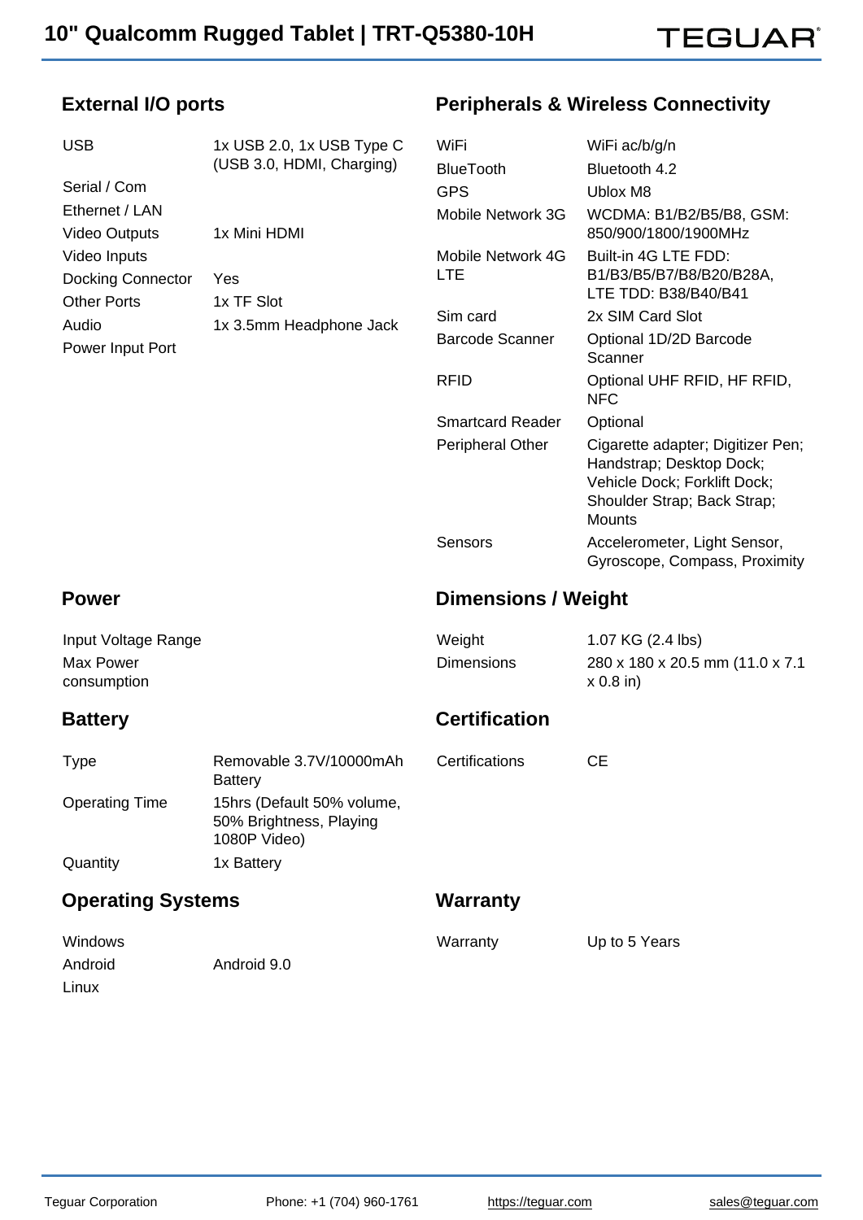## External I/O ports

| | |
|---|---|
| USB | 1x USB 2.0, 1x USB Type C (USB 3.0, HDMI, Charging) |
| Serial / Com | |
| Ethernet / LAN | |
| Video Outputs | 1x Mini HDMI |
| Video Inputs | |
| Docking Connector | Yes |
| Other Ports | 1x TF Slot |
| Audio | 1x 3.5mm Headphone Jack |
| Power Input Port | |

## Peripherals & Wireless Connectivity

| | |
|---|---|
| WiFi | WiFi ac/b/g/n |
| BlueTooth | Bluetooth 4.2 |
| GPS | Ublox M8 |
| Mobile Network 3G | WCDMA: B1/B2/B5/B8, GSM: 850/900/1800/1900MHz |
| Mobile Network 4G LTE | Built-in 4G LTE FDD: B1/B3/B5/B7/B8/B20/B28A, LTE TDD: B38/B40/B41 |
| Sim card | 2x SIM Card Slot |
| Barcode Scanner | Optional 1D/2D Barcode Scanner |
| RFID | Optional UHF RFID, HF RFID, NFC |
| Smartcard Reader | Optional |
| Peripheral Other | Cigarette adapter; Digitizer Pen; Handstrap; Desktop Dock; Vehicle Dock; Forklift Dock; Shoulder Strap; Back Strap; Mounts |
| Sensors | Accelerometer, Light Sensor, Gyroscope, Compass, Proximity |

## Power

| | |
|---|---|
| Input Voltage Range | |
| Max Power consumption | |

## Dimensions / Weight

| | |
|---|---|
| Weight | 1.07 KG (2.4 lbs) |
| Dimensions | 280 x 180 x 20.5 mm (11.0 x 7.1 x 0.8 in) |

## Battery

| | |
|---|---|
| Type | Removable 3.7V/10000mAh Battery |
| Operating Time | 15hrs (Default 50% volume, 50% Brightness, Playing 1080P Video) |
| Quantity | 1x Battery |

## Certification

| | |
|---|---|
| Certifications | CE |

## Operating Systems

| | |
|---|---|
| Windows | |
| Android | Android 9.0 |
| Linux | |

## Warranty

| | |
|---|---|
| Warranty | Up to 5 Years |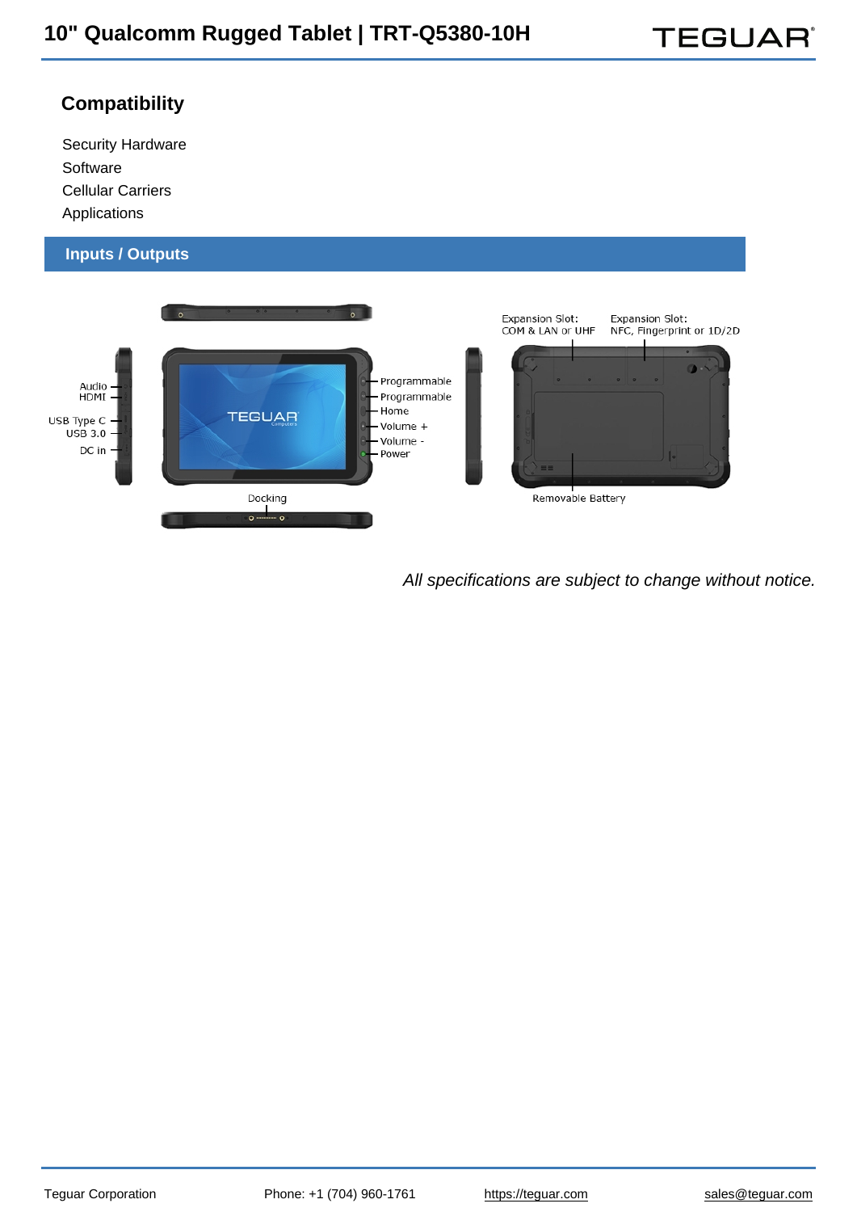## Compatibility

Security Hardware
Software
Cellular Carriers
Applications

## Inputs / Outputs

Audio
HDMI
USB Type C
USB 3.0
DC in

Programmable
Programmable
Home
Volume +
Volume -
Power

Docking

Expansion Slot:
COM & LAN or UHF

Expansion Slot:
NFC, Fingerprint or 1D/2D

Removable Battery

*All specifications are subject to change without notice.*